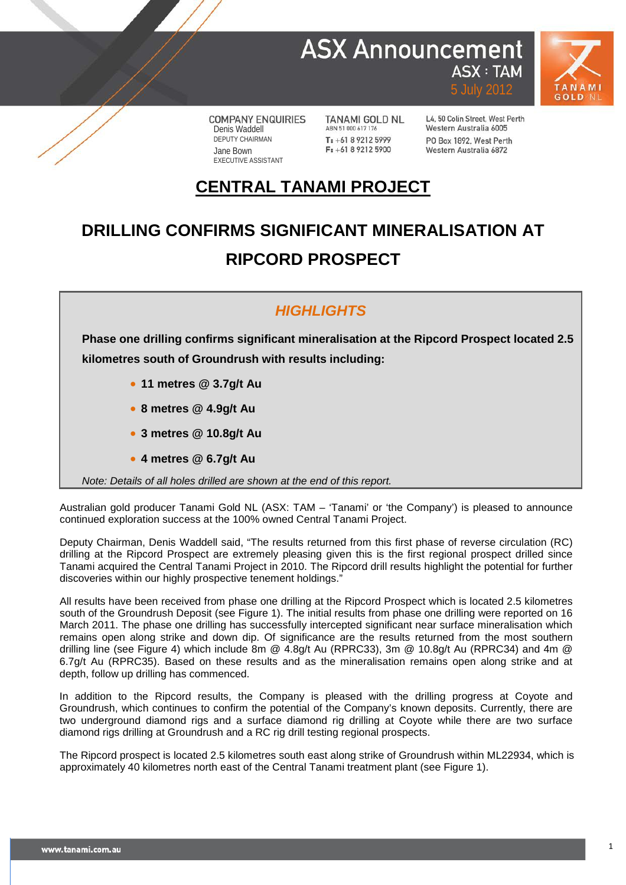ASX Announcement
ASX : TAM
5 July 2012

COMPANY ENQUIRIES
Denis Waddell
DEPUTY CHAIRMAN
Jane Bown
EXECUTIVE ASSISTANT

TANAMI GOLD NL
ABN 51 000 617 176
T: +61 8 9212 5999
F: +61 8 9212 5900

L4, 50 Colin Street, West Perth
Western Australia 6005
PO Box 1892, West Perth
Western Australia 6872

# CENTRAL TANAMI PROJECT

# DRILLING CONFIRMS SIGNIFICANT MINERALISATION AT RIPCORD PROSPECT

## *HIGHLIGHTS*

**Phase one drilling confirms significant mineralisation at the Ripcord Prospect located 2.5 kilometres south of Groundrush with results including:**

- **11 metres @ 3.7g/t Au**
- **8 metres @ 4.9g/t Au**
- **3 metres @ 10.8g/t Au**
- **4 metres @ 6.7g/t Au**

*Note: Details of all holes drilled are shown at the end of this report.*

Australian gold producer Tanami Gold NL (ASX: TAM – 'Tanami' or 'the Company') is pleased to announce continued exploration success at the 100% owned Central Tanami Project.

Deputy Chairman, Denis Waddell said, "The results returned from this first phase of reverse circulation (RC) drilling at the Ripcord Prospect are extremely pleasing given this is the first regional prospect drilled since Tanami acquired the Central Tanami Project in 2010. The Ripcord drill results highlight the potential for further discoveries within our highly prospective tenement holdings."

All results have been received from phase one drilling at the Ripcord Prospect which is located 2.5 kilometres south of the Groundrush Deposit (see Figure 1). The initial results from phase one drilling were reported on 16 March 2011. The phase one drilling has successfully intercepted significant near surface mineralisation which remains open along strike and down dip. Of significance are the results returned from the most southern drilling line (see Figure 4) which include 8m @ 4.8g/t Au (RPRC33), 3m @ 10.8g/t Au (RPRC34) and 4m @ 6.7g/t Au (RPRC35). Based on these results and as the mineralisation remains open along strike and at depth, follow up drilling has commenced.

In addition to the Ripcord results, the Company is pleased with the drilling progress at Coyote and Groundrush, which continues to confirm the potential of the Company's known deposits. Currently, there are two underground diamond rigs and a surface diamond rig drilling at Coyote while there are two surface diamond rigs drilling at Groundrush and a RC rig drill testing regional prospects.

The Ripcord prospect is located 2.5 kilometres south east along strike of Groundrush within ML22934, which is approximately 40 kilometres north east of the Central Tanami treatment plant (see Figure 1).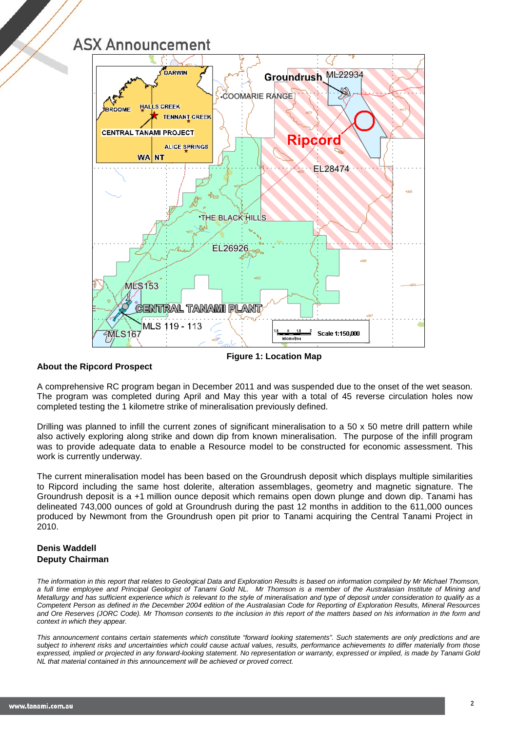**Figure 1: Location Map**

**About the Ripcord Prospect**

A comprehensive RC program began in December 2011 and was suspended due to the onset of the wet season. The program was completed during April and May this year with a total of 45 reverse circulation holes now completed testing the 1 kilometre strike of mineralisation previously defined.

Drilling was planned to infill the current zones of significant mineralisation to a 50 x 50 metre drill pattern while also actively exploring along strike and down dip from known mineralisation. The purpose of the infill program was to provide adequate data to enable a Resource model to be constructed for economic assessment. This work is currently underway.

The current mineralisation model has been based on the Groundrush deposit which displays multiple similarities to Ripcord including the same host dolerite, alteration assemblages, geometry and magnetic signature. The Groundrush deposit is a +1 million ounce deposit which remains open down plunge and down dip. Tanami has delineated 743,000 ounces of gold at Groundrush during the past 12 months in addition to the 611,000 ounces produced by Newmont from the Groundrush open pit prior to Tanami acquiring the Central Tanami Project in 2010.

**Denis Waddell**
**Deputy Chairman**

*The information in this report that relates to Geological Data and Exploration Results is based on information compiled by Mr Michael Thomson, a full time employee and Principal Geologist of Tanami Gold NL. Mr Thomson is a member of the Australasian Institute of Mining and Metallurgy and has sufficient experience which is relevant to the style of mineralisation and type of deposit under consideration to qualify as a Competent Person as defined in the December 2004 edition of the Australasian Code for Reporting of Exploration Results, Mineral Resources and Ore Reserves (JORC Code). Mr Thomson consents to the inclusion in this report of the matters based on his information in the form and context in which they appear.*

*This announcement contains certain statements which constitute "forward looking statements". Such statements are only predictions and are subject to inherent risks and uncertainties which could cause actual values, results, performance achievements to differ materially from those expressed, implied or projected in any forward-looking statement. No representation or warranty, expressed or implied, is made by Tanami Gold NL that material contained in this announcement will be achieved or proved correct.*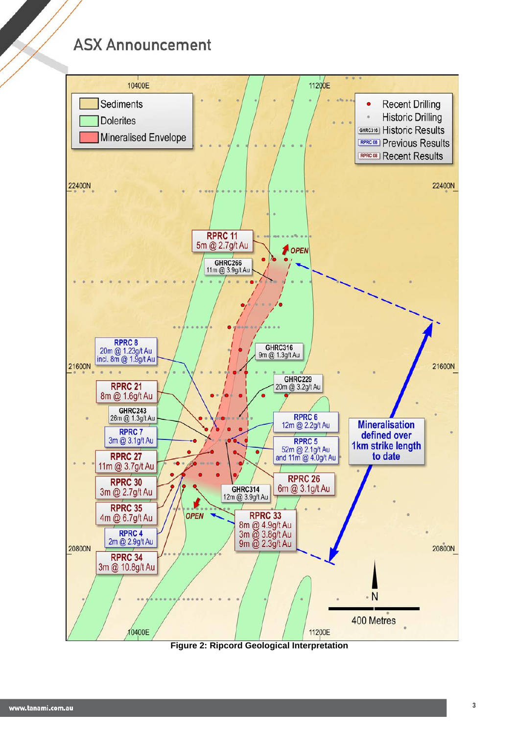**Figure 2: Ripcord Geological Interpretation**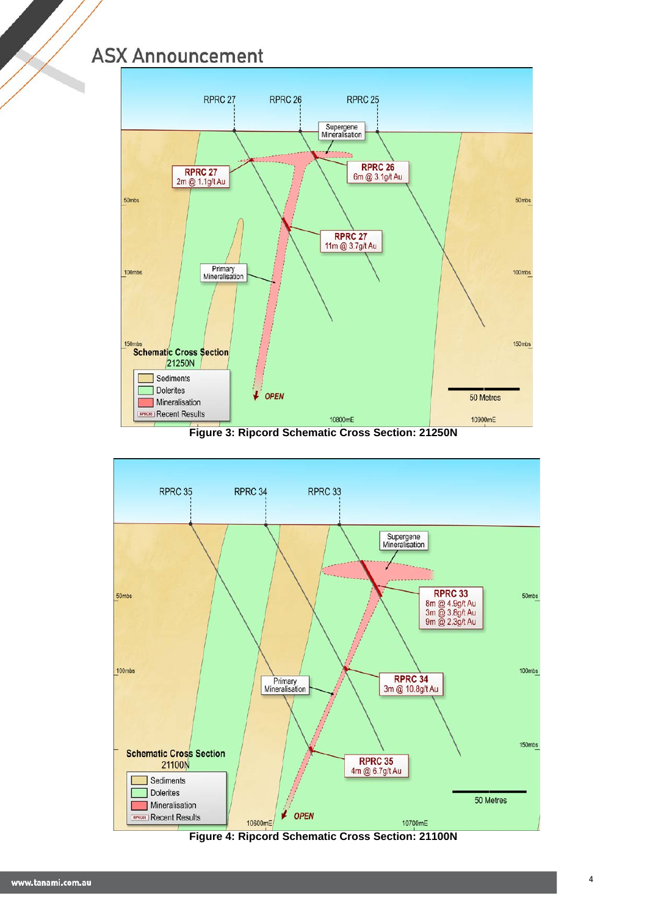RPRC 27
RPRC 26
RPRC 25
Supergene Mineralisation
RPRC 27
2m @ 1.1g/t Au
RPRC 26
6m @ 3.1g/t Au
50mbs
RPRC 27
11m @ 3.7g/t Au
Primary Mineralisation
100mbs
150mbs
Schematic Cross Section
21250N
Sediments
Dolerites
Mineralisation
Recent Results
OPEN
50 Metres
10800mE
10900mE

**Figure 3: Ripcord Schematic Cross Section: 21250N**

RPRC 35
RPRC 34
RPRC 33
Supergene Mineralisation
50mbs
RPRC 33
8m @ 4.9g/t Au
3m @ 3.8g/t Au
9m @ 2.3g/t Au
100mbs
Primary Mineralisation
RPRC 34
3m @ 10.8g/t Au
150mbs
Schematic Cross Section
21100N
Sediments
Dolerites
Mineralisation
Recent Results
RPRC 35
4m @ 6.7g/t Au
50 Metres
OPEN
10600mE
10700mE

**Figure 4: Ripcord Schematic Cross Section: 21100N**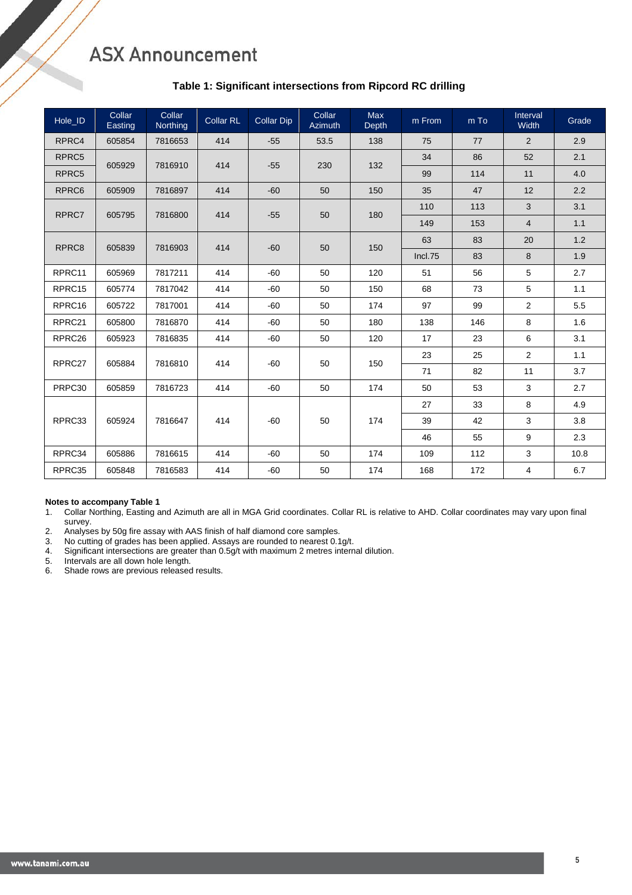# ASX Announcement

**Table 1: Significant intersections from Ripcord RC drilling**

| Hole_ID | Collar Easting | Collar Northing | Collar RL | Collar Dip | Collar Azimuth | Max Depth | m From | m To | Interval Width | Grade |
|---|---|---|---|---|---|---|---|---|---|---|
| RPRC4 | 605854 | 7816653 | 414 | -55 | 53.5 | 138 | 75 | 77 | 2 | 2.9 |
| RPRC5 | 605929 | 7816910 | 414 | -55 | 230 | 132 | 34 | 86 | 52 | 2.1 |
| RPRC5 | | | | | | | 99 | 114 | 11 | 4.0 |
| RPRC6 | 605909 | 7816897 | 414 | -60 | 50 | 150 | 35 | 47 | 12 | 2.2 |
| RPRC7 | 605795 | 7816800 | 414 | -55 | 50 | 180 | 110 | 113 | 3 | 3.1 |
| | | | | | | | 149 | 153 | 4 | 1.1 |
| RPRC8 | 605839 | 7816903 | 414 | -60 | 50 | 150 | 63 | 83 | 20 | 1.2 |
| | | | | | | | Incl.75 | 83 | 8 | 1.9 |
| RPRC11 | 605969 | 7817211 | 414 | -60 | 50 | 120 | 51 | 56 | 5 | 2.7 |
| RPRC15 | 605774 | 7817042 | 414 | -60 | 50 | 150 | 68 | 73 | 5 | 1.1 |
| RPRC16 | 605722 | 7817001 | 414 | -60 | 50 | 174 | 97 | 99 | 2 | 5.5 |
| RPRC21 | 605800 | 7816870 | 414 | -60 | 50 | 180 | 138 | 146 | 8 | 1.6 |
| RPRC26 | 605923 | 7816835 | 414 | -60 | 50 | 120 | 17 | 23 | 6 | 3.1 |
| RPRC27 | 605884 | 7816810 | 414 | -60 | 50 | 150 | 23 | 25 | 2 | 1.1 |
| | | | | | | | 71 | 82 | 11 | 3.7 |
| PRPC30 | 605859 | 7816723 | 414 | -60 | 50 | 174 | 50 | 53 | 3 | 2.7 |
| RPRC33 | 605924 | 7816647 | 414 | -60 | 50 | 174 | 27 | 33 | 8 | 4.9 |
| | | | | | | | 39 | 42 | 3 | 3.8 |
| | | | | | | | 46 | 55 | 9 | 2.3 |
| RPRC34 | 605886 | 7816615 | 414 | -60 | 50 | 174 | 109 | 112 | 3 | 10.8 |
| RPRC35 | 605848 | 7816583 | 414 | -60 | 50 | 174 | 168 | 172 | 4 | 6.7 |

**Notes to accompany Table 1**

1. Collar Northing, Easting and Azimuth are all in MGA Grid coordinates. Collar RL is relative to AHD. Collar coordinates may vary upon final survey.
2. Analyses by 50g fire assay with AAS finish of half diamond core samples.
3. No cutting of grades has been applied. Assays are rounded to nearest 0.1g/t.
4. Significant intersections are greater than 0.5g/t with maximum 2 metres internal dilution.
5. Intervals are all down hole length.
6. Shade rows are previous released results.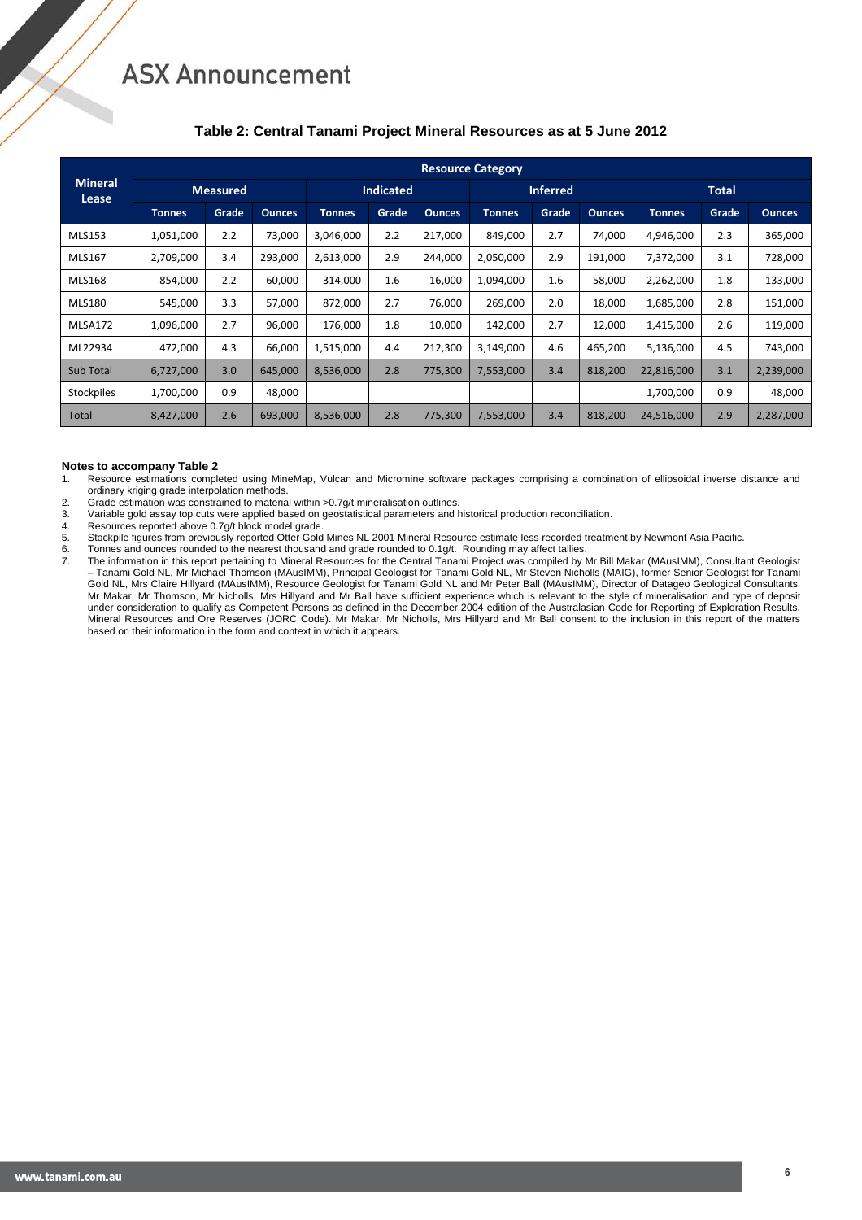### Table 2: Central Tanami Project Mineral Resources as at 5 June 2012

| Mineral Lease | Resource Category | | | | | | | | | | | |
|---|---|---|---|---|---|---|---|---|---|---|---|---|
| | Measured | | | Indicated | | | Inferred | | | Total | | |
| | Tonnes | Grade | Ounces | Tonnes | Grade | Ounces | Tonnes | Grade | Ounces | Tonnes | Grade | Ounces |
| MLS153 | 1,051,000 | 2.2 | 73,000 | 3,046,000 | 2.2 | 217,000 | 849,000 | 2.7 | 74,000 | 4,946,000 | 2.3 | 365,000 |
| MLS167 | 2,709,000 | 3.4 | 293,000 | 2,613,000 | 2.9 | 244,000 | 2,050,000 | 2.9 | 191,000 | 7,372,000 | 3.1 | 728,000 |
| MLS168 | 854,000 | 2.2 | 60,000 | 314,000 | 1.6 | 16,000 | 1,094,000 | 1.6 | 58,000 | 2,262,000 | 1.8 | 133,000 |
| MLS180 | 545,000 | 3.3 | 57,000 | 872,000 | 2.7 | 76,000 | 269,000 | 2.0 | 18,000 | 1,685,000 | 2.8 | 151,000 |
| MLSA172 | 1,096,000 | 2.7 | 96,000 | 176,000 | 1.8 | 10,000 | 142,000 | 2.7 | 12,000 | 1,415,000 | 2.6 | 119,000 |
| ML22934 | 472,000 | 4.3 | 66,000 | 1,515,000 | 4.4 | 212,300 | 3,149,000 | 4.6 | 465,200 | 5,136,000 | 4.5 | 743,000 |
| Sub Total | 6,727,000 | 3.0 | 645,000 | 8,536,000 | 2.8 | 775,300 | 7,553,000 | 3.4 | 818,200 | 22,816,000 | 3.1 | 2,239,000 |
| Stockpiles | 1,700,000 | 0.9 | 48,000 | | | | | | | 1,700,000 | 0.9 | 48,000 |
| Total | 8,427,000 | 2.6 | 693,000 | 8,536,000 | 2.8 | 775,300 | 7,553,000 | 3.4 | 818,200 | 24,516,000 | 2.9 | 2,287,000 |

**Notes to accompany Table 2**

1. Resource estimations completed using MineMap, Vulcan and Micromine software packages comprising a combination of ellipsoidal inverse distance and ordinary kriging grade interpolation methods.
2. Grade estimation was constrained to material within >0.7g/t mineralisation outlines.
3. Variable gold assay top cuts were applied based on geostatistical parameters and historical production reconciliation.
4. Resources reported above 0.7g/t block model grade.
5. Stockpile figures from previously reported Otter Gold Mines NL 2001 Mineral Resource estimate less recorded treatment by Newmont Asia Pacific.
6. Tonnes and ounces rounded to the nearest thousand and grade rounded to 0.1g/t. Rounding may affect tallies.
7. The information in this report pertaining to Mineral Resources for the Central Tanami Project was compiled by Mr Bill Makar (MAusIMM), Consultant Geologist – Tanami Gold NL, Mr Michael Thomson (MAusIMM), Principal Geologist for Tanami Gold NL, Mr Steven Nicholls (MAIG), former Senior Geologist for Tanami Gold NL, Mrs Claire Hillyard (MAusIMM), Resource Geologist for Tanami Gold NL and Mr Peter Ball (MAusIMM), Director of Datageo Geological Consultants. Mr Makar, Mr Thomson, Mr Nicholls, Mrs Hillyard and Mr Ball have sufficient experience which is relevant to the style of mineralisation and type of deposit under consideration to qualify as Competent Persons as defined in the December 2004 edition of the Australasian Code for Reporting of Exploration Results, Mineral Resources and Ore Reserves (JORC Code). Mr Makar, Mr Nicholls, Mrs Hillyard and Mr Ball consent to the inclusion in this report of the matters based on their information in the form and context in which it appears.